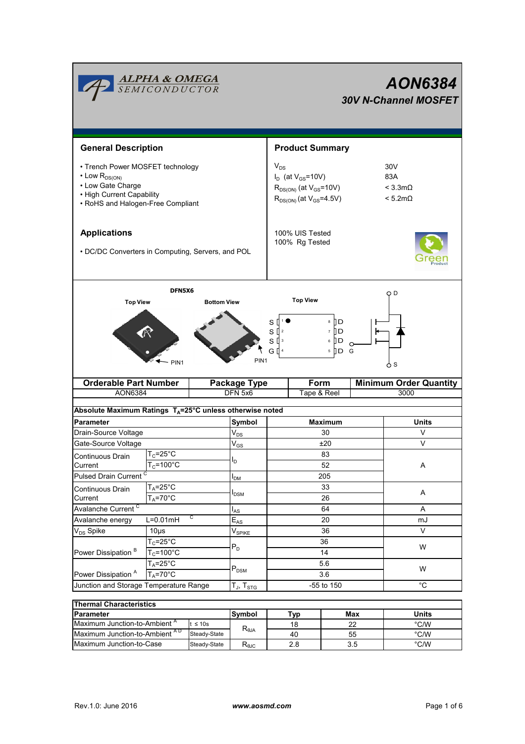# AON6384

## 30V N-Channel MOSFET

ALPHA & OMEGA SEMICONDUCTOR

## General Description

- Trench Power MOSFET technology
- Low $R_{DS(ON)}$
- Low Gate Charge
- High Current Capability
- RoHS and Halogen-Free Compliant

## Product Summary

| | |
|---|---|
| $V_{DS}$ | 30V |
| $I_D$ (at $V_{GS}$=10V) | 83A |
| $R_{DS(ON)}$ (at $V_{GS}$=10V) | < 3.3mΩ |
| $R_{DS(ON)}$ (at $V_{GS}$=4.5V) | < 5.2mΩ |

100% UIS Tested
100% Rg Tested

## Applications

- DC/DC Converters in Computing, Servers, and POL

DFN5X6

Top View | Bottom View | Top View

PIN1

S 1, S 2, S 3, G 4 | 8 D, 7 D, 6 D, 5 D

D, G, S

| Orderable Part Number | Package Type | Form | Minimum Order Quantity |
|---|---|---|---|
| AON6384 | DFN 5x6 | Tape & Reel | 3000 |

**Absolute Maximum Ratings $T_A$=25°C unless otherwise noted**

| Parameter | | Symbol | Maximum | Units |
|---|---|---|---|---|
| Drain-Source Voltage | | $V_{DS}$ | 30 | V |
| Gate-Source Voltage | | $V_{GS}$ | ±20 | V |
| Continuous Drain Current | $T_C$=25°C | $I_D$ | 83 | A |
| | $T_C$=100°C | | 52 | |
| Pulsed Drain Current [C] | | $I_{DM}$ | 205 | |
| Continuous Drain Current | $T_A$=25°C | $I_{DSM}$ | 33 | A |
| | $T_A$=70°C | | 26 | |
| Avalanche Current [C] | | $I_{AS}$ | 64 | A |
| Avalanche energy | L=0.01mH [C] | $E_{AS}$ | 20 | mJ |
| $V_{DS}$ Spike | 10µs | $V_{SPIKE}$ | 36 | V |
| Power Dissipation [B] | $T_C$=25°C | $P_D$ | 36 | W |
| | $T_C$=100°C | | 14 | |
| Power Dissipation [A] | $T_A$=25°C | $P_{DSM}$ | 5.6 | W |
| | $T_A$=70°C | | 3.6 | |
| Junction and Storage Temperature Range | | $T_J$, $T_{STG}$ | -55 to 150 | °C |

**Thermal Characteristics**

| Parameter | | Symbol | Typ | Max | Units |
|---|---|---|---|---|---|
| Maximum Junction-to-Ambient [A] | t ≤ 10s | $R_{\theta JA}$ | 18 | 22 | °C/W |
| Maximum Junction-to-Ambient [A D] | Steady-State | | 40 | 55 | °C/W |
| Maximum Junction-to-Case | Steady-State | $R_{\theta JC}$ | 2.8 | 3.5 | °C/W |

Rev.1.0: June 2016 | www.aosmd.com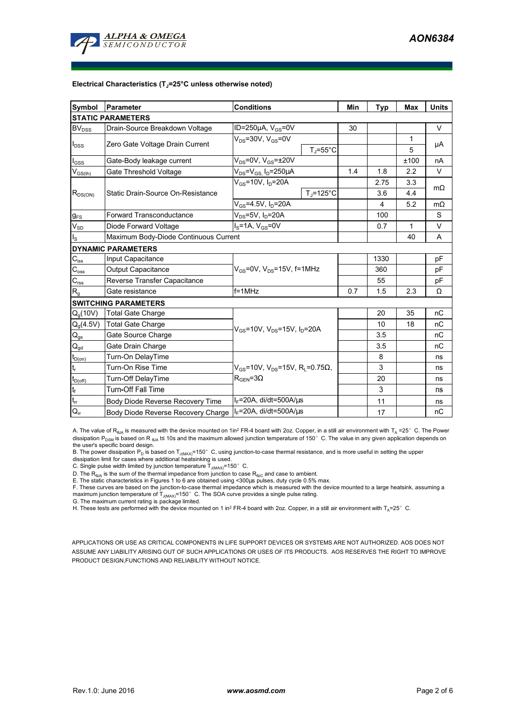**Electrical Characteristics ($T_J$=25°C unless otherwise noted)**

| Symbol | Parameter | Conditions | | Min | Typ | Max | Units |
|---|---|---|---|---|---|---|---|
| **STATIC PARAMETERS** | | | | | | | |
| $BV_{DSS}$ | Drain-Source Breakdown Voltage | ID=250µA, $V_{GS}$=0V | | 30 | | | V |
| $I_{DSS}$ | Zero Gate Voltage Drain Current | $V_{DS}$=30V, $V_{GS}$=0V | | | | 1 | µA |
| | | | $T_J$=55°C | | | 5 | |
| $I_{GSS}$ | Gate-Body leakage current | $V_{DS}$=0V, $V_{GS}$=±20V | | | | ±100 | nA |
| $V_{GS(th)}$ | Gate Threshold Voltage | $V_{DS}$=$V_{GS}$, $I_D$=250µA | | 1.4 | 1.8 | 2.2 | V |
| $R_{DS(ON)}$ | Static Drain-Source On-Resistance | $V_{GS}$=10V, $I_D$=20A | | | 2.75 | 3.3 | mΩ |
| | | | $T_J$=125°C | | 3.6 | 4.4 | |
| | | $V_{GS}$=4.5V, $I_D$=20A | | | 4 | 5.2 | mΩ |
| $g_{FS}$ | Forward Transconductance | $V_{DS}$=5V, $I_D$=20A | | | 100 | | S |
| $V_{SD}$ | Diode Forward Voltage | $I_S$=1A, $V_{GS}$=0V | | | 0.7 | 1 | V |
| $I_S$ | Maximum Body-Diode Continuous Current | | | | | 40 | A |
| **DYNAMIC PARAMETERS** | | | | | | | |
| $C_{iss}$ | Input Capacitance | $V_{GS}$=0V, $V_{DS}$=15V, f=1MHz | | | 1330 | | pF |
| $C_{oss}$ | Output Capacitance | | | | 360 | | pF |
| $C_{rss}$ | Reverse Transfer Capacitance | | | | 55 | | pF |
| $R_g$ | Gate resistance | f=1MHz | | 0.7 | 1.5 | 2.3 | Ω |
| **SWITCHING PARAMETERS** | | | | | | | |
| $Q_g$(10V) | Total Gate Charge | $V_{GS}$=10V, $V_{DS}$=15V, $I_D$=20A | | | 20 | 35 | nC |
| $Q_g$(4.5V) | Total Gate Charge | | | | 10 | 18 | nC |
| $Q_{gs}$ | Gate Source Charge | | | | 3.5 | | nC |
| $Q_{gd}$ | Gate Drain Charge | | | | 3.5 | | nC |
| $t_{D(on)}$ | Turn-On DelayTime | $V_{GS}$=10V, $V_{DS}$=15V, $R_L$=0.75Ω, $R_{GEN}$=3Ω | | | 8 | | ns |
| $t_r$ | Turn-On Rise Time | | | | 3 | | ns |
| $t_{D(off)}$ | Turn-Off DelayTime | | | | 20 | | ns |
| $t_f$ | Turn-Off Fall Time | | | | 3 | | ns |
| $t_{rr}$ | Body Diode Reverse Recovery Time | $I_F$=20A, di/dt=500A/µs | | | 11 | | ns |
| $Q_{rr}$ | Body Diode Reverse Recovery Charge | $I_F$=20A, di/dt=500A/µs | | | 17 | | nC |

A. The value of $R_{\theta JA}$ is measured with the device mounted on 1in² FR-4 board with 2oz. Copper, in a still air environment with $T_A$ =25°C. The Power dissipation $P_{DSM}$ is based on R $_{\theta JA}$ t≤ 10s and the maximum allowed junction temperature of 150°C. The value in any given application depends on the user's specific board design.

B. The power dissipation $P_D$ is based on $T_{J(MAX)}$=150°C, using junction-to-case thermal resistance, and is more useful in setting the upper dissipation limit for cases where additional heatsinking is used.

C. Single pulse width limited by junction temperature $T_{J(MAX)}$=150°C.

D. The $R_{\theta JA}$ is the sum of the thermal impedance from junction to case $R_{\theta JC}$ and case to ambient.

E. The static characteristics in Figures 1 to 6 are obtained using <300µs pulses, duty cycle 0.5% max.

F. These curves are based on the junction-to-case thermal impedance which is measured with the device mounted to a large heatsink, assuming a maximum junction temperature of $T_{J(MAX)}$=150°C. The SOA curve provides a single pulse rating.

G. The maximum current rating is package limited.

H. These tests are performed with the device mounted on 1 in² FR-4 board with 2oz. Copper, in a still air environment with $T_A$=25°C.

APPLICATIONS OR USE AS CRITICAL COMPONENTS IN LIFE SUPPORT DEVICES OR SYSTEMS ARE NOT AUTHORIZED. AOS DOES NOT ASSUME ANY LIABILITY ARISING OUT OF SUCH APPLICATIONS OR USES OF ITS PRODUCTS. AOS RESERVES THE RIGHT TO IMPROVE PRODUCT DESIGN,FUNCTIONS AND RELIABILITY WITHOUT NOTICE.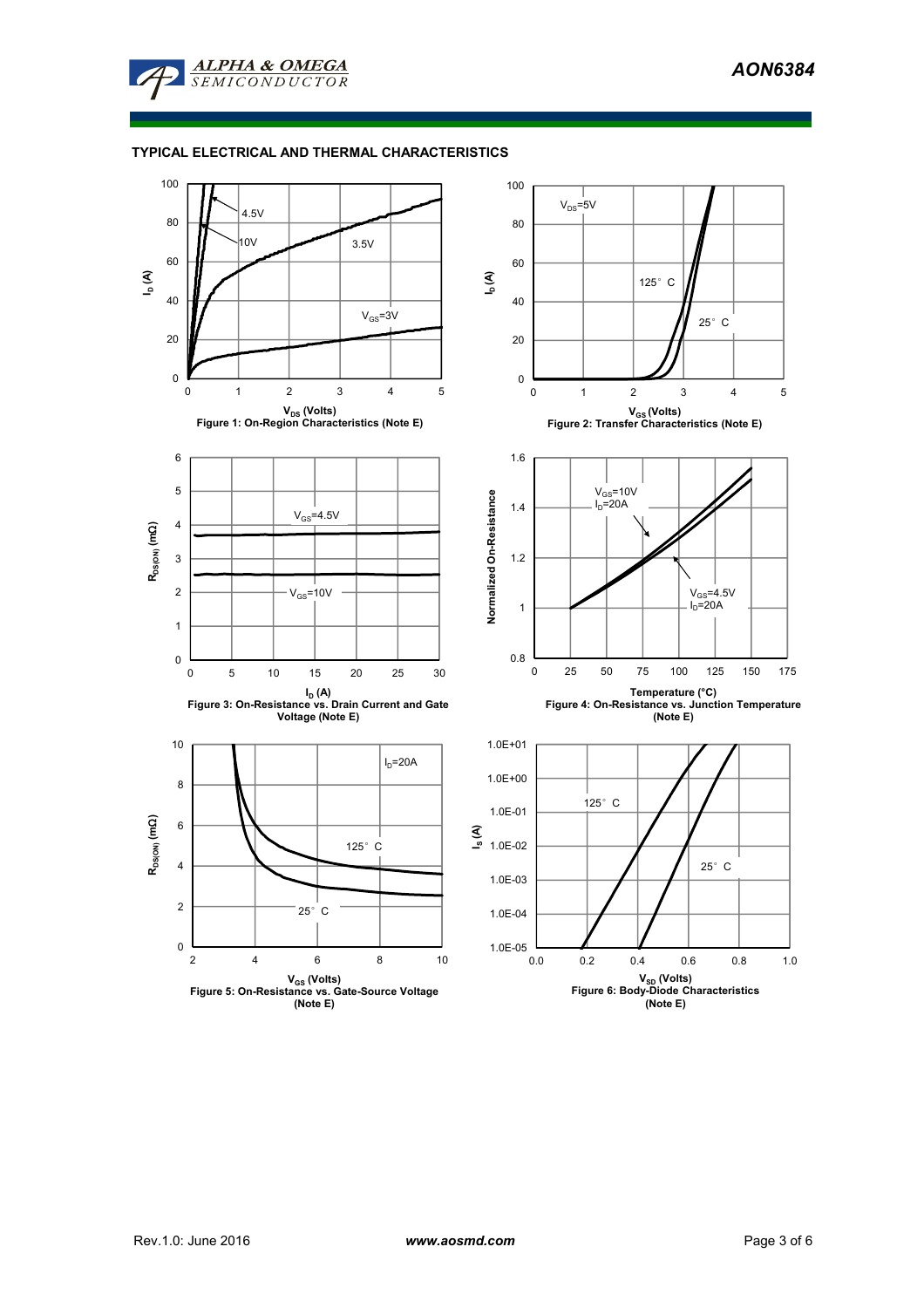## TYPICAL ELECTRICAL AND THERMAL CHARACTERISTICS

Figure 1: On-Region Characteristics (Note E)

Figure 2: Transfer Characteristics (Note E)

Figure 3: On-Resistance vs. Drain Current and Gate Voltage (Note E)

Figure 4: On-Resistance vs. Junction Temperature (Note E)

Figure 5: On-Resistance vs. Gate-Source Voltage (Note E)

Figure 6: Body-Diode Characteristics (Note E)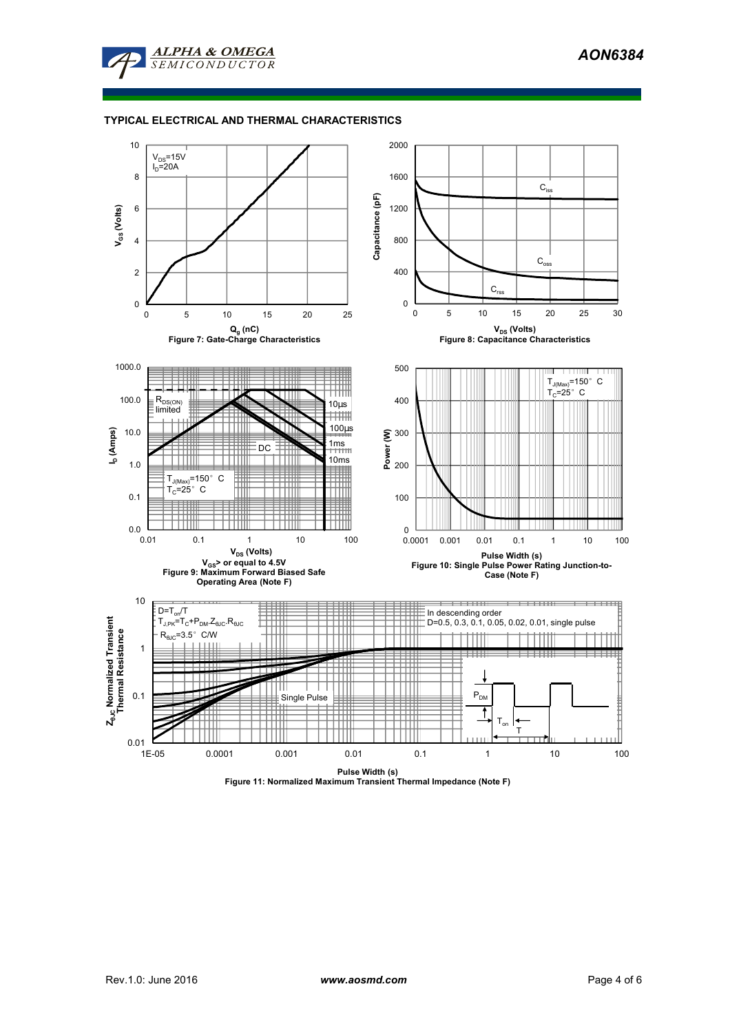## TYPICAL ELECTRICAL AND THERMAL CHARACTERISTICS

$V_{DS}$=15V
$I_D$=20A

$V_{GS}$ (Volts)

$Q_g$ (nC)

Figure 7: Gate-Charge Characteristics

$C_{iss}$

$C_{oss}$

$C_{rss}$

Capacitance (pF)

$V_{DS}$ (Volts)

Figure 8: Capacitance Characteristics

$R_{DS(ON)}$ limited

10µs

100µs

1ms

10ms

DC

$T_{J(Max)}$=150° C
$T_C$=25° C

$I_D$ (Amps)

$V_{DS}$ (Volts)

$V_{GS}$> or equal to 4.5V

Figure 9: Maximum Forward Biased Safe Operating Area (Note F)

$T_{J(Max)}$=150° C
$T_C$=25° C

Power (W)

Pulse Width (s)

Figure 10: Single Pulse Power Rating Junction-to-Case (Note F)

D=$T_{on}$/T
$T_{J,PK}$=$T_C$+$P_{DM}$.$Z_{\theta JC}$.$R_{\theta JC}$
$R_{\theta JC}$=3.5° C/W

In descending order
D=0.5, 0.3, 0.1, 0.05, 0.02, 0.01, single pulse

Single Pulse

$P_{DM}$

$T_{on}$

T

$Z_{\theta JC}$ Normalized Transient Thermal Resistance

Pulse Width (s)

Figure 11: Normalized Maximum Transient Thermal Impedance (Note F)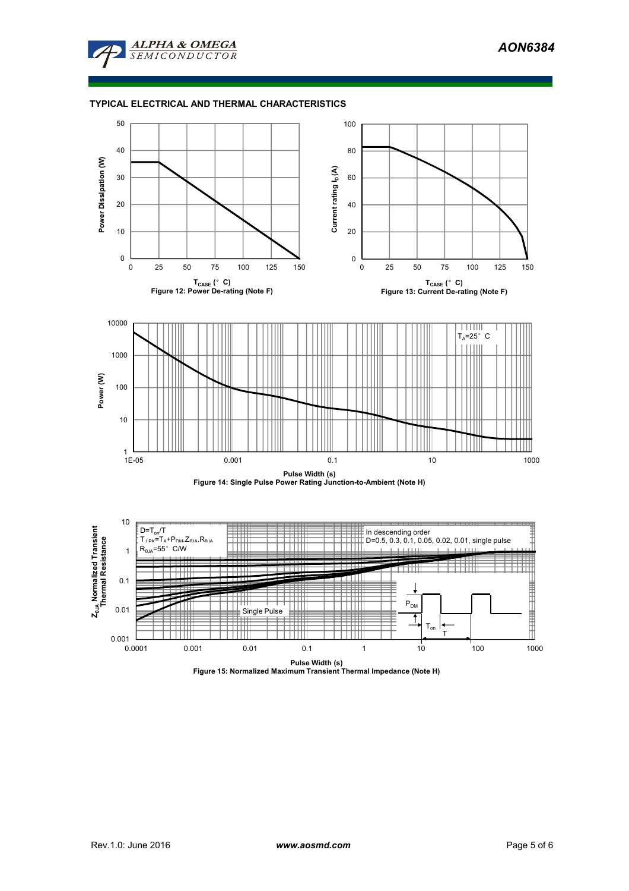## TYPICAL ELECTRICAL AND THERMAL CHARACTERISTICS

Figure 12: Power De-rating (Note F)

Figure 13: Current De-rating (Note F)

Figure 14: Single Pulse Power Rating Junction-to-Ambient (Note H)

Figure 15: Normalized Maximum Transient Thermal Impedance (Note H)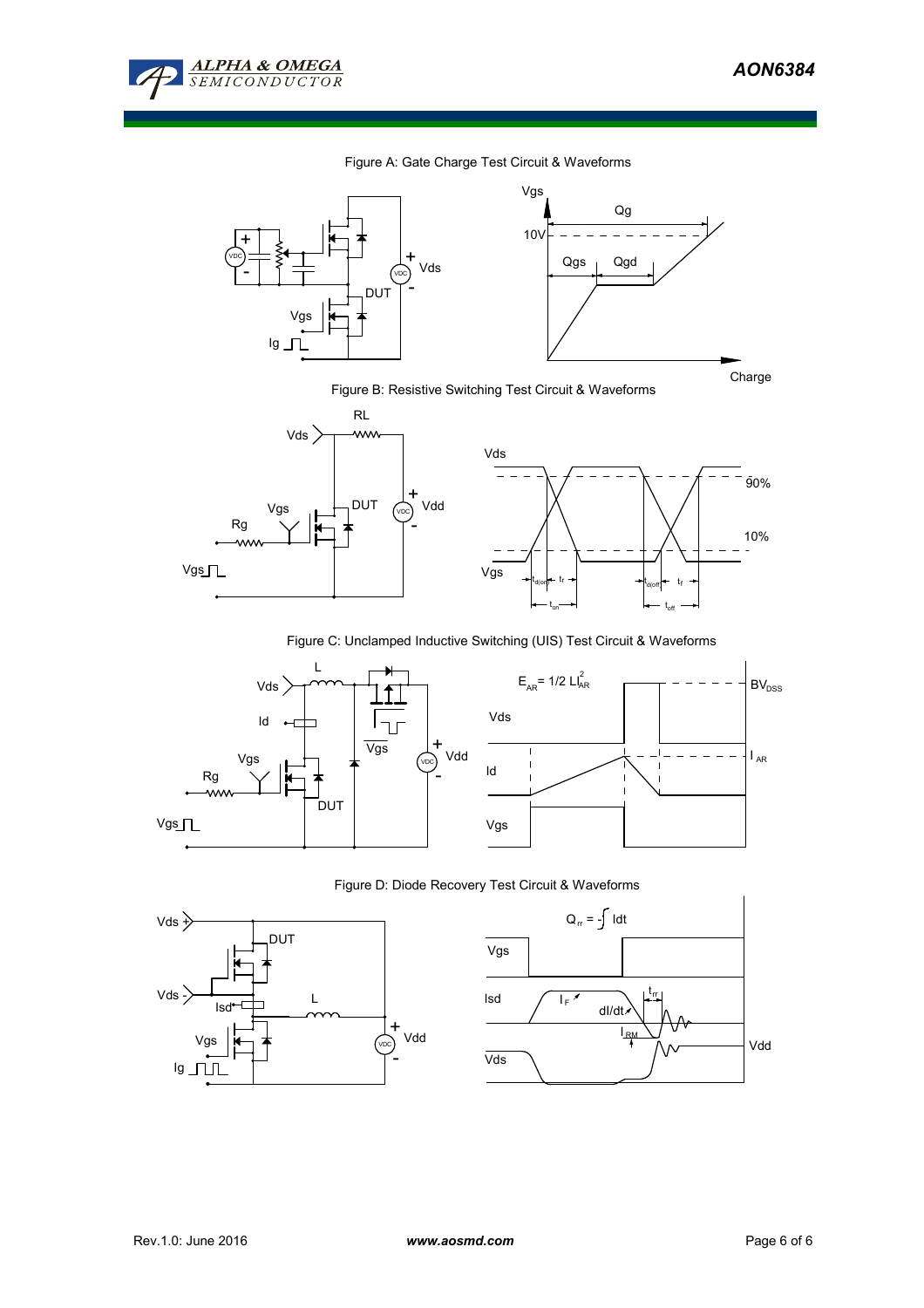Figure A: Gate Charge Test Circuit & Waveforms

VDC

Vds

DUT

Vgs

Ig

Vgs

Qg

10V

Qgs

Qgd

Charge

Figure B: Resistive Switching Test Circuit & Waveforms

RL

Vds

Vgs

DUT

Rg

Vdd

VDC

Vgs

Vds

90%

10%

Vgs

$t_{d(on)}$ $t_r$ $t_{d(off)}$ $t_f$

$t_{on}$ $t_{off}$

Figure C: Unclamped Inductive Switching (UIS) Test Circuit & Waveforms

L

Vds

Id

Vgs

Rg

Vgs

DUT

Vgs

Vdd

VDC

$E_{AR} = 1/2\ LI_{AR}^2$

$BV_{DSS}$

Vds

Id

$I_{AR}$

Vgs

Figure D: Diode Recovery Test Circuit & Waveforms

Vds +

DUT

Vds -

Isd

L

Vgs

Ig

Vdd

VDC

$Q_{rr} = -\int Idt$

Vgs

Isd

$I_F$

dI/dt

$t_{rr}$

$I_{RM}$

Vds

Vdd